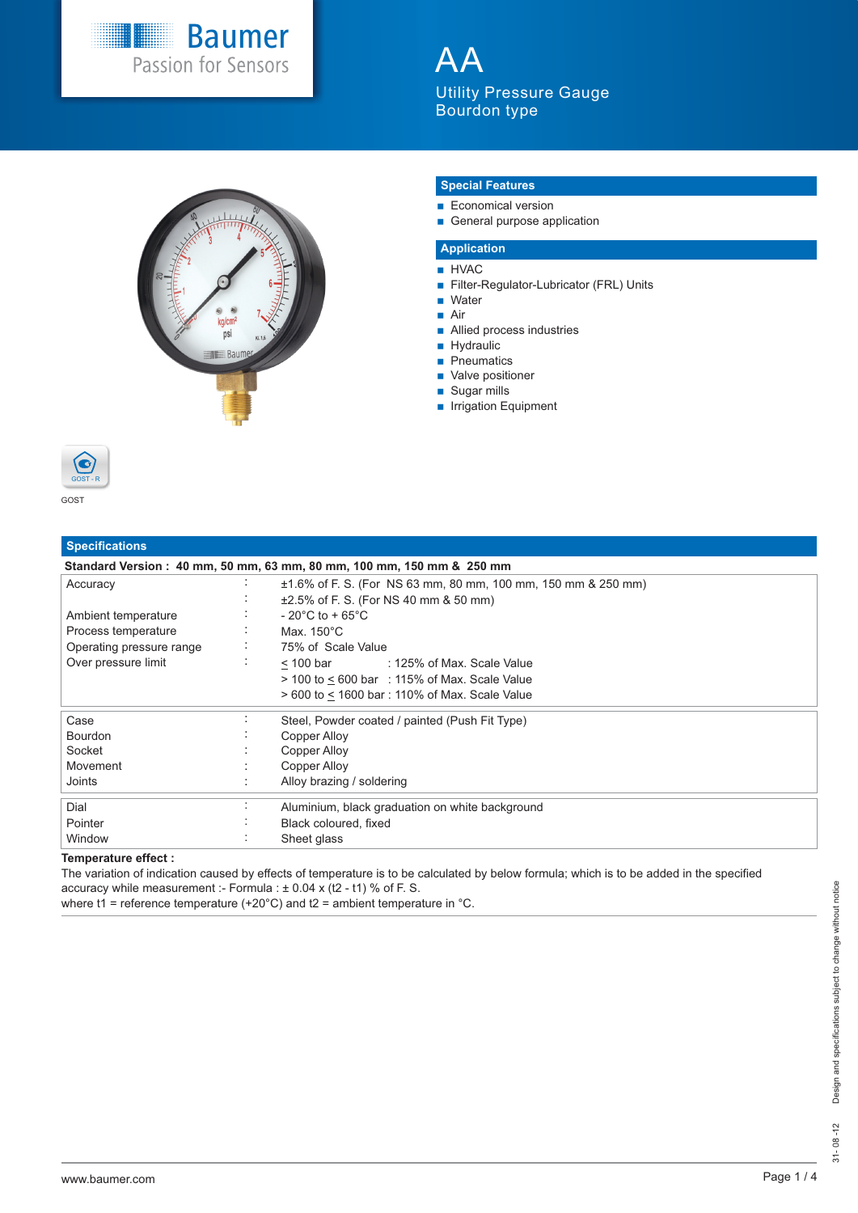Baumer
Passion for Sensors

# AA

Utility Pressure Gauge
Bourdon type

## Special Features

- Economical version
- General purpose application

## Application

- HVAC
- Filter-Regulator-Lubricator (FRL) Units
- Water
- Air
- Allied process industries
- Hydraulic
- Pneumatics
- Valve positioner
- Sugar mills
- Irrigation Equipment

GOST

## Specifications

**Standard Version : 40 mm, 50 mm, 63 mm, 80 mm, 100 mm, 150 mm & 250 mm**

| | | |
|---|---|---|
| Accuracy | : | ±1.6% of F. S. (For NS 63 mm, 80 mm, 100 mm, 150 mm & 250 mm) |
| | : | ±2.5% of F. S. (For NS 40 mm & 50 mm) |
| Ambient temperature | : | - 20°C to + 65°C |
| Process temperature | : | Max. 150°C |
| Operating pressure range | : | 75% of Scale Value |
| Over pressure limit | : | ≤ 100 bar : 125% of Max. Scale Value |
| | | > 100 to ≤ 600 bar : 115% of Max. Scale Value |
| | | > 600 to ≤ 1600 bar : 110% of Max. Scale Value |
| Case | : | Steel, Powder coated / painted (Push Fit Type) |
| Bourdon | : | Copper Alloy |
| Socket | : | Copper Alloy |
| Movement | : | Copper Alloy |
| Joints | : | Alloy brazing / soldering |
| Dial | : | Aluminium, black graduation on white background |
| Pointer | : | Black coloured, fixed |
| Window | : | Sheet glass |

**Temperature effect :**
The variation of indication caused by effects of temperature is to be calculated by below formula; which is to be added in the specified accuracy while measurement :- Formula : ± 0.04 x (t2 - t1) % of F. S.
where t1 = reference temperature (+20°C) and t2 = ambient temperature in °C.

Design and specifications subject to change without notice

31- 08 -12

www.baumer.com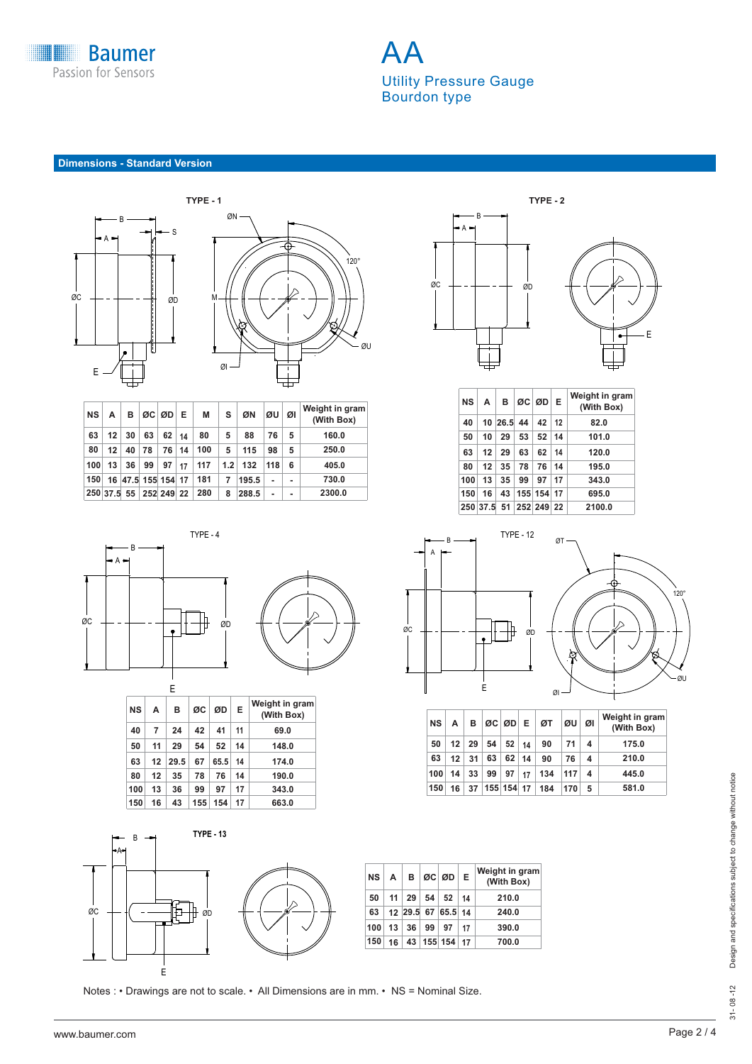# AA

Utility Pressure Gauge
Bourdon type

## Dimensions - Standard Version

### TYPE - 1

| NS | A | B | ØC | ØD | E | M | S | ØN | ØU | ØI | Weight in gram (With Box) |
|---|---|---|---|---|---|---|---|---|---|---|---|
| 63 | 12 | 30 | 63 | 62 | 14 | 80 | 5 | 88 | 76 | 5 | 160.0 |
| 80 | 12 | 40 | 78 | 76 | 14 | 100 | 5 | 115 | 98 | 5 | 250.0 |
| 100 | 13 | 36 | 99 | 97 | 17 | 117 | 1.2 | 132 | 118 | 6 | 405.0 |
| 150 | 16 | 47.5 | 155 | 154 | 17 | 181 | 7 | 195.5 | - | - | 730.0 |
| 250 | 37.5 | 55 | 252 | 249 | 22 | 280 | 8 | 288.5 | - | - | 2300.0 |

### TYPE - 2

| NS | A | B | ØC | ØD | E | Weight in gram (With Box) |
|---|---|---|---|---|---|---|
| 40 | 10 | 26.5 | 44 | 42 | 12 | 82.0 |
| 50 | 10 | 29 | 53 | 52 | 14 | 101.0 |
| 63 | 12 | 29 | 63 | 62 | 14 | 120.0 |
| 80 | 12 | 35 | 78 | 76 | 14 | 195.0 |
| 100 | 13 | 35 | 99 | 97 | 17 | 343.0 |
| 150 | 16 | 43 | 155 | 154 | 17 | 695.0 |
| 250 | 37.5 | 51 | 252 | 249 | 22 | 2100.0 |

### TYPE - 4

| NS | A | B | ØC | ØD | E | Weight in gram (With Box) |
|---|---|---|---|---|---|---|
| 40 | 7 | 24 | 42 | 41 | 11 | 69.0 |
| 50 | 11 | 29 | 54 | 52 | 14 | 148.0 |
| 63 | 12 | 29.5 | 67 | 65.5 | 14 | 174.0 |
| 80 | 12 | 35 | 78 | 76 | 14 | 190.0 |
| 100 | 13 | 36 | 99 | 97 | 17 | 343.0 |
| 150 | 16 | 43 | 155 | 154 | 17 | 663.0 |

### TYPE - 12

| NS | A | B | ØC | ØD | E | ØT | ØU | ØI | Weight in gram (With Box) |
|---|---|---|---|---|---|---|---|---|---|
| 50 | 12 | 29 | 54 | 52 | 14 | 90 | 71 | 4 | 175.0 |
| 63 | 12 | 31 | 63 | 62 | 14 | 90 | 76 | 4 | 210.0 |
| 100 | 14 | 33 | 99 | 97 | 17 | 134 | 117 | 4 | 445.0 |
| 150 | 16 | 37 | 155 | 154 | 17 | 184 | 170 | 5 | 581.0 |

### TYPE - 13

| NS | A | B | ØC | ØD | E | Weight in gram (With Box) |
|---|---|---|---|---|---|---|
| 50 | 11 | 29 | 54 | 52 | 14 | 210.0 |
| 63 | 12 | 29.5 | 67 | 65.5 | 14 | 240.0 |
| 100 | 13 | 36 | 99 | 97 | 17 | 390.0 |
| 150 | 16 | 43 | 155 | 154 | 17 | 700.0 |

Notes : • Drawings are not to scale. • All Dimensions are in mm. • NS = Nominal Size.

Design and specifications subject to change without notice

31- 08 -12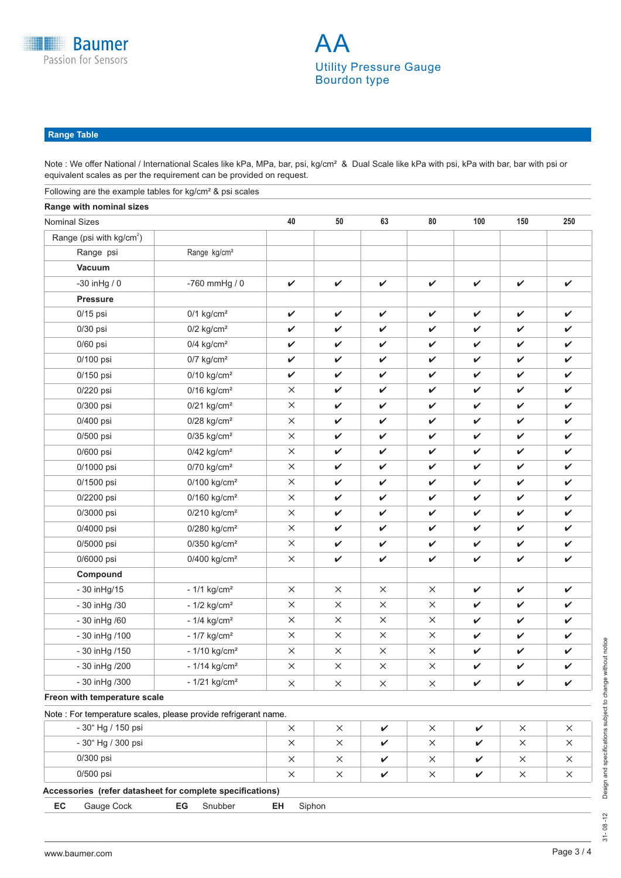## Range Table

Note : We offer National / International Scales like kPa, MPa, bar, psi, kg/cm² & Dual Scale like kPa with psi, kPa with bar, bar with psi or equivalent scales as per the requirement can be provided on request.

Following are the example tables for kg/cm² & psi scales

**Range with nominal sizes**

| Nominal Sizes | | 40 | 50 | 63 | 80 | 100 | 150 | 250 |
|---|---|---|---|---|---|---|---|---|
| Range (psi with kg/cm²) | | | | | | | | |
| Range psi | Range kg/cm² | | | | | | | |
| **Vacuum** | | | | | | | | |
| -30 inHg / 0 | -760 mmHg / 0 | ✔ | ✔ | ✔ | ✔ | ✔ | ✔ | ✔ |
| **Pressure** | | | | | | | | |
| 0/15 psi | 0/1 kg/cm² | ✔ | ✔ | ✔ | ✔ | ✔ | ✔ | ✔ |
| 0/30 psi | 0/2 kg/cm² | ✔ | ✔ | ✔ | ✔ | ✔ | ✔ | ✔ |
| 0/60 psi | 0/4 kg/cm² | ✔ | ✔ | ✔ | ✔ | ✔ | ✔ | ✔ |
| 0/100 psi | 0/7 kg/cm² | ✔ | ✔ | ✔ | ✔ | ✔ | ✔ | ✔ |
| 0/150 psi | 0/10 kg/cm² | ✔ | ✔ | ✔ | ✔ | ✔ | ✔ | ✔ |
| 0/220 psi | 0/16 kg/cm² | × | ✔ | ✔ | ✔ | ✔ | ✔ | ✔ |
| 0/300 psi | 0/21 kg/cm² | × | ✔ | ✔ | ✔ | ✔ | ✔ | ✔ |
| 0/400 psi | 0/28 kg/cm² | × | ✔ | ✔ | ✔ | ✔ | ✔ | ✔ |
| 0/500 psi | 0/35 kg/cm² | × | ✔ | ✔ | ✔ | ✔ | ✔ | ✔ |
| 0/600 psi | 0/42 kg/cm² | × | ✔ | ✔ | ✔ | ✔ | ✔ | ✔ |
| 0/1000 psi | 0/70 kg/cm² | × | ✔ | ✔ | ✔ | ✔ | ✔ | ✔ |
| 0/1500 psi | 0/100 kg/cm² | × | ✔ | ✔ | ✔ | ✔ | ✔ | ✔ |
| 0/2200 psi | 0/160 kg/cm² | × | ✔ | ✔ | ✔ | ✔ | ✔ | ✔ |
| 0/3000 psi | 0/210 kg/cm² | × | ✔ | ✔ | ✔ | ✔ | ✔ | ✔ |
| 0/4000 psi | 0/280 kg/cm² | × | ✔ | ✔ | ✔ | ✔ | ✔ | ✔ |
| 0/5000 psi | 0/350 kg/cm² | × | ✔ | ✔ | ✔ | ✔ | ✔ | ✔ |
| 0/6000 psi | 0/400 kg/cm² | × | ✔ | ✔ | ✔ | ✔ | ✔ | ✔ |
| **Compound** | | | | | | | | |
| - 30 inHg/15 | - 1/1 kg/cm² | × | × | × | × | ✔ | ✔ | ✔ |
| - 30 inHg /30 | - 1/2 kg/cm² | × | × | × | × | ✔ | ✔ | ✔ |
| - 30 inHg /60 | - 1/4 kg/cm² | × | × | × | × | ✔ | ✔ | ✔ |
| - 30 inHg /100 | - 1/7 kg/cm² | × | × | × | × | ✔ | ✔ | ✔ |
| - 30 inHg /150 | - 1/10 kg/cm² | × | × | × | × | ✔ | ✔ | ✔ |
| - 30 inHg /200 | - 1/14 kg/cm² | × | × | × | × | ✔ | ✔ | ✔ |
| - 30 inHg /300 | - 1/21 kg/cm² | × | × | × | × | ✔ | ✔ | ✔ |

**Freon with temperature scale**

Note : For temperature scales, please provide refrigerant name.

| Range | 40 | 50 | 63 | 80 | 100 | 150 | 250 |
|---|---|---|---|---|---|---|---|
| - 30" Hg / 150 psi | × | × | ✔ | × | ✔ | × | × |
| - 30" Hg / 300 psi | × | × | ✔ | × | ✔ | × | × |
| 0/300 psi | × | × | ✔ | × | ✔ | × | × |
| 0/500 psi | × | × | ✔ | × | ✔ | × | × |

**Accessories (refer datasheet for complete specifications)**

| | | | | | |
|---|---|---|---|---|---|
| **EC** | Gauge Cock | **EG** | Snubber | **EH** | Siphon |

Design and specifications subject to change without notice

31- 08 -12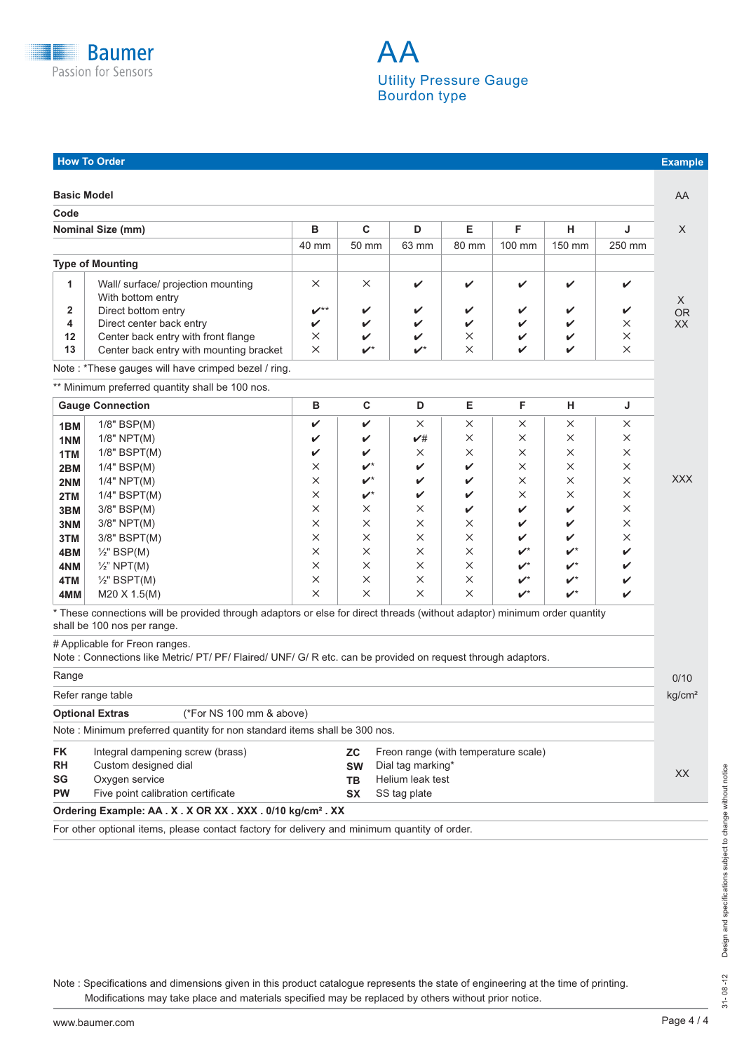# AA

## Utility Pressure Gauge
## Bourdon type

## How To Order

| | | Example |
|---|---|---|
| **Basic Model** | | AA |

**Code**

| Nominal Size (mm) | B | C | D | E | F | H | J | Example |
|---|---|---|---|---|---|---|---|---|
| | 40 mm | 50 mm | 63 mm | 80 mm | 100 mm | 150 mm | 250 mm | X |

**Type of Mounting**

| Code | Type of Mounting | B | C | D | E | F | H | J | Example |
|---|---|---|---|---|---|---|---|---|---|
| 1 | Wall/ surface/ projection mounting With bottom entry | × | × | ✔ | ✔ | ✔ | ✔ | ✔ | X OR XX |
| 2 | Direct bottom entry | ✔** | ✔ | ✔ | ✔ | ✔ | ✔ | ✔ | |
| 4 | Direct center back entry | ✔ | ✔ | ✔ | ✔ | ✔ | ✔ | × | |
| 12 | Center back entry with front flange | × | ✔ | ✔ | × | ✔ | ✔ | × | |
| 13 | Center back entry with mounting bracket | × | ✔* | ✔* | × | ✔ | ✔ | × | |

Note : *These gauges will have crimped bezel / ring.

** Minimum preferred quantity shall be 100 nos.

| Code | Gauge Connection | B | C | D | E | F | H | J | Example |
|---|---|---|---|---|---|---|---|---|---|
| 1BM | 1/8" BSP(M) | ✔ | ✔ | × | × | × | × | × | XXX |
| 1NM | 1/8" NPT(M) | ✔ | ✔ | ✔# | × | × | × | × | |
| 1TM | 1/8" BSPT(M) | ✔ | ✔ | × | × | × | × | × | |
| 2BM | 1/4" BSP(M) | × | ✔* | ✔ | ✔ | × | × | × | |
| 2NM | 1/4" NPT(M) | × | ✔* | ✔ | ✔ | × | × | × | |
| 2TM | 1/4" BSPT(M) | × | ✔* | ✔ | ✔ | × | × | × | |
| 3BM | 3/8" BSP(M) | × | × | × | ✔ | ✔ | ✔ | × | |
| 3NM | 3/8" NPT(M) | × | × | × | × | ✔ | ✔ | × | |
| 3TM | 3/8" BSPT(M) | × | × | × | × | ✔ | ✔ | × | |
| 4BM | ½" BSP(M) | × | × | × | × | ✔* | ✔* | ✔ | |
| 4NM | ½" NPT(M) | × | × | × | × | ✔* | ✔* | ✔ | |
| 4TM | ½" BSPT(M) | × | × | × | × | ✔* | ✔* | ✔ | |
| 4MM | M20 X 1.5(M) | × | × | × | × | ✔* | ✔* | ✔ | |

\* These connections will be provided through adaptors or else for direct threads (without adaptor) minimum order quantity shall be 100 nos per range.

# Applicable for Freon ranges.
Note : Connections like Metric/ PT/ PF/ Flaired/ UNF/ G/ R etc. can be provided on request through adaptors.

| | Example |
|---|---|
| Range | 0/10 |
| Refer range table | kg/cm² |

**Optional Extras** (*For NS 100 mm & above)

Note : Minimum preferred quantity for non standard items shall be 300 nos.

| Code | Optional Extra | Code | Optional Extra | Example |
|---|---|---|---|---|
| FK | Integral dampening screw (brass) | ZC | Freon range (with temperature scale) | XX |
| RH | Custom designed dial | SW | Dial tag marking* | |
| SG | Oxygen service | TB | Helium leak test | |
| PW | Five point calibration certificate | SX | SS tag plate | |

**Ordering Example: AA . X . X OR XX . XXX . 0/10 kg/cm² . XX**

For other optional items, please contact factory for delivery and minimum quantity of order.

Note : Specifications and dimensions given in this product catalogue represents the state of engineering at the time of printing. Modifications may take place and materials specified may be replaced by others without prior notice.

www.baumer.com

31-08-12 Design and specifications subject to change without notice